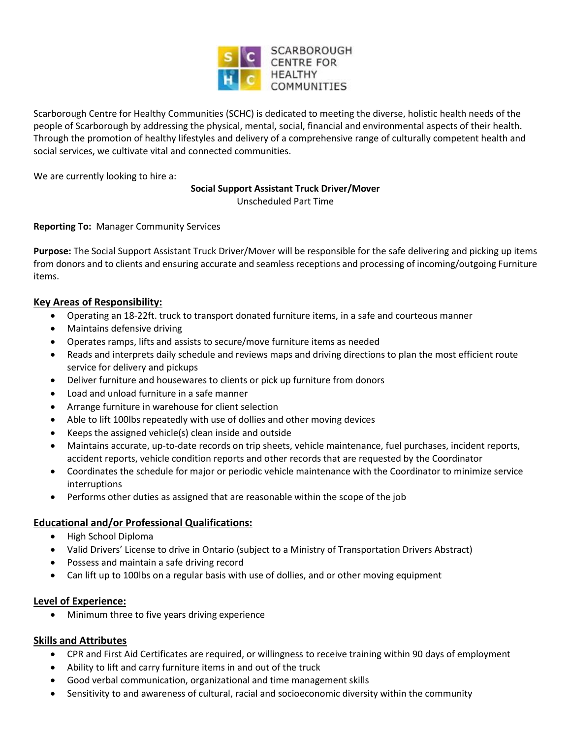SCARBOROUGH CENTRE FOR HEALTHY COMMUNITIES

Scarborough Centre for Healthy Communities (SCHC) is dedicated to meeting the diverse, holistic health needs of the people of Scarborough by addressing the physical, mental, social, financial and environmental aspects of their health. Through the promotion of healthy lifestyles and delivery of a comprehensive range of culturally competent health and social services, we cultivate vital and connected communities.

We are currently looking to hire a:

**Social Support Assistant Truck Driver/Mover**
Unscheduled Part Time

**Reporting To:** Manager Community Services

**Purpose:** The Social Support Assistant Truck Driver/Mover will be responsible for the safe delivering and picking up items from donors and to clients and ensuring accurate and seamless receptions and processing of incoming/outgoing Furniture items.

## Key Areas of Responsibility:

- Operating an 18-22ft. truck to transport donated furniture items, in a safe and courteous manner
- Maintains defensive driving
- Operates ramps, lifts and assists to secure/move furniture items as needed
- Reads and interprets daily schedule and reviews maps and driving directions to plan the most efficient route service for delivery and pickups
- Deliver furniture and housewares to clients or pick up furniture from donors
- Load and unload furniture in a safe manner
- Arrange furniture in warehouse for client selection
- Able to lift 100lbs repeatedly with use of dollies and other moving devices
- Keeps the assigned vehicle(s) clean inside and outside
- Maintains accurate, up-to-date records on trip sheets, vehicle maintenance, fuel purchases, incident reports, accident reports, vehicle condition reports and other records that are requested by the Coordinator
- Coordinates the schedule for major or periodic vehicle maintenance with the Coordinator to minimize service interruptions
- Performs other duties as assigned that are reasonable within the scope of the job

## Educational and/or Professional Qualifications:

- High School Diploma
- Valid Drivers' License to drive in Ontario (subject to a Ministry of Transportation Drivers Abstract)
- Possess and maintain a safe driving record
- Can lift up to 100lbs on a regular basis with use of dollies, and or other moving equipment

## Level of Experience:

- Minimum three to five years driving experience

## Skills and Attributes

- CPR and First Aid Certificates are required, or willingness to receive training within 90 days of employment
- Ability to lift and carry furniture items in and out of the truck
- Good verbal communication, organizational and time management skills
- Sensitivity to and awareness of cultural, racial and socioeconomic diversity within the community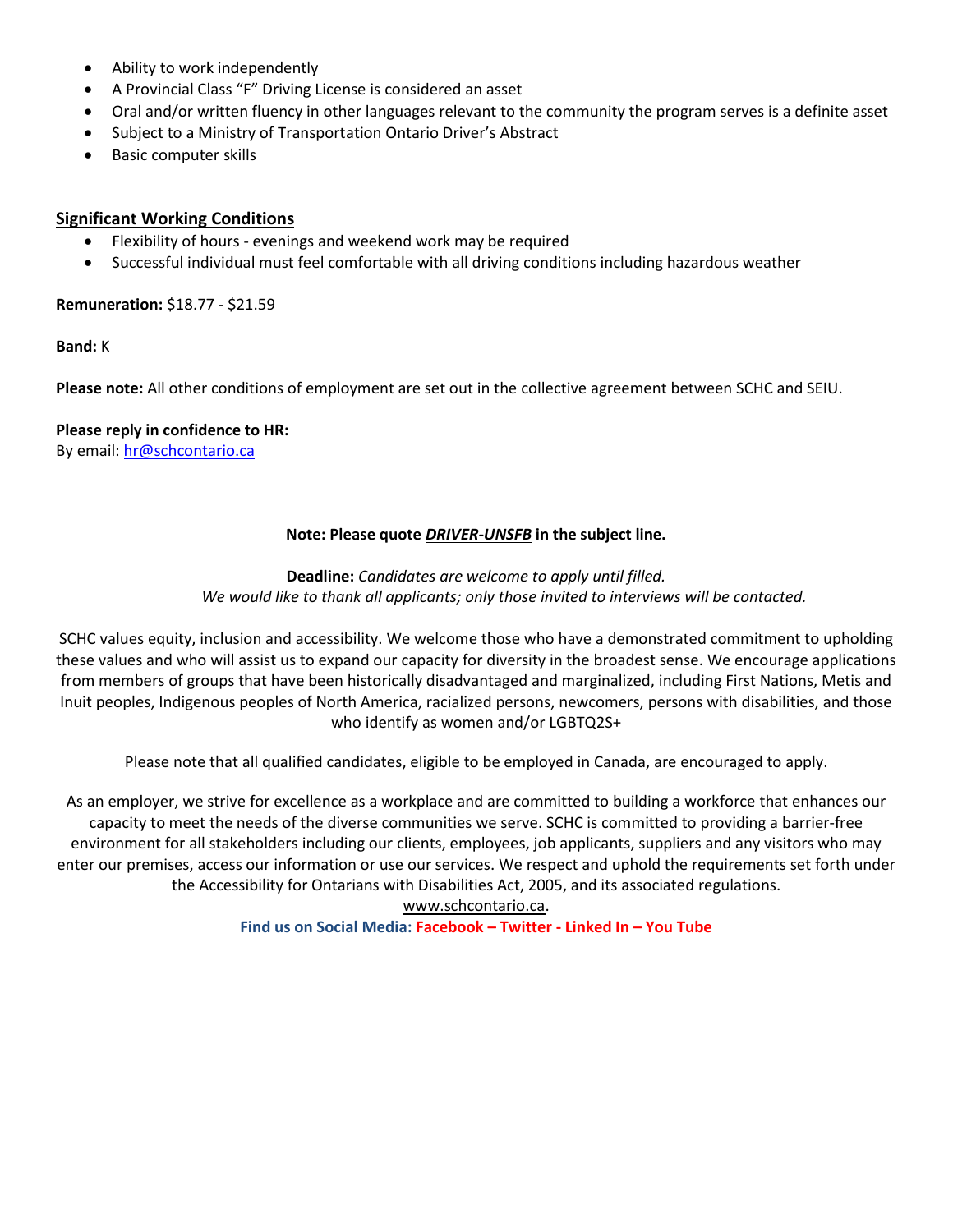- Ability to work independently
- A Provincial Class "F" Driving License is considered an asset
- Oral and/or written fluency in other languages relevant to the community the program serves is a definite asset
- Subject to a Ministry of Transportation Ontario Driver's Abstract
- Basic computer skills

## Significant Working Conditions

- Flexibility of hours - evenings and weekend work may be required
- Successful individual must feel comfortable with all driving conditions including hazardous weather

**Remuneration:** $18.77 - $21.59

**Band:** K

**Please note:** All other conditions of employment are set out in the collective agreement between SCHC and SEIU.

**Please reply in confidence to HR:**
By email: hr@schcontario.ca

**Note: Please quote *DRIVER-UNSFB* in the subject line.**

**Deadline:** *Candidates are welcome to apply until filled.*
*We would like to thank all applicants; only those invited to interviews will be contacted.*

SCHC values equity, inclusion and accessibility. We welcome those who have a demonstrated commitment to upholding these values and who will assist us to expand our capacity for diversity in the broadest sense. We encourage applications from members of groups that have been historically disadvantaged and marginalized, including First Nations, Metis and Inuit peoples, Indigenous peoples of North America, racialized persons, newcomers, persons with disabilities, and those who identify as women and/or LGBTQ2S+

Please note that all qualified candidates, eligible to be employed in Canada, are encouraged to apply.

As an employer, we strive for excellence as a workplace and are committed to building a workforce that enhances our capacity to meet the needs of the diverse communities we serve. SCHC is committed to providing a barrier-free environment for all stakeholders including our clients, employees, job applicants, suppliers and any visitors who may enter our premises, access our information or use our services. We respect and uphold the requirements set forth under the Accessibility for Ontarians with Disabilities Act, 2005, and its associated regulations.
www.schcontario.ca.

**Find us on Social Media: Facebook – Twitter - Linked In – You Tube**